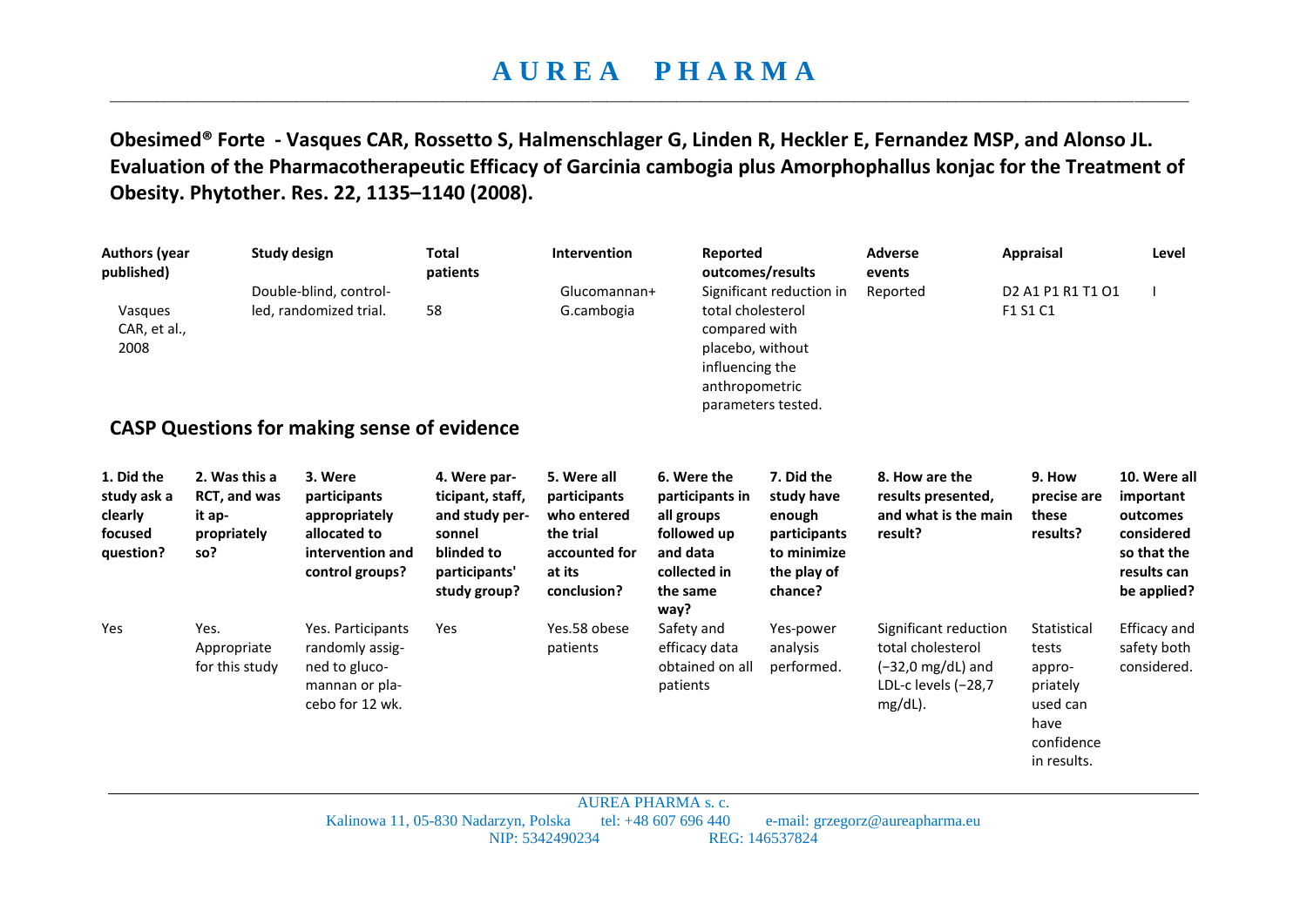**Obesimed® Forte - Vasques CAR, Rossetto S, Halmenschlager G, Linden R, Heckler E, Fernandez MSP, and Alonso JL. Evaluation of the Pharmacotherapeutic Efficacy of Garcinia cambogia plus Amorphophallus konjac for the Treatment of Obesity. Phytother. Res. 22, 1135–1140 (2008).**

| Authors (year published) | Study design | Total patients | Intervention | Reported outcomes/results | Adverse events | Appraisal | Level |
|---|---|---|---|---|---|---|---|
| Vasques CAR, et al., 2008 | Double-blind, controlled, randomized trial. | 58 | Glucomannan+ G.cambogia | Significant reduction in total cholesterol compared with placebo, without influencing the anthropometric parameters tested. | Reported | D2 A1 P1 R1 T1 O1 F1 S1 C1 | I |

## CASP Questions for making sense of evidence

| 1. Did the study ask a clearly focused question? | 2. Was this a RCT, and was it appropriately so? | 3. Were participants appropriately allocated to intervention and control groups? | 4. Were participant, staff, and study personnel blinded to participants' study group? | 5. Were all participants who entered the trial accounted for at its conclusion? | 6. Were the participants in all groups followed up and data collected in the same way? | 7. Did the study have enough participants to minimize the play of chance? | 8. How are the results presented, and what is the main result? | 9. How precise are these results? | 10. Were all important outcomes considered so that the results can be applied? |
|---|---|---|---|---|---|---|---|---|---|
| Yes | Yes. Appropriate for this study | Yes. Participants randomly assigned to glucomannan or placebo for 12 wk. | Yes | Yes.58 obese patients | Safety and efficacy data obtained on all patients | Yes-power analysis performed. | Significant reduction total cholesterol (−32,0 mg/dL) and LDL-c levels (−28,7 mg/dL). | Statistical tests appropriately used can have confidence in results. | Efficacy and safety both considered. |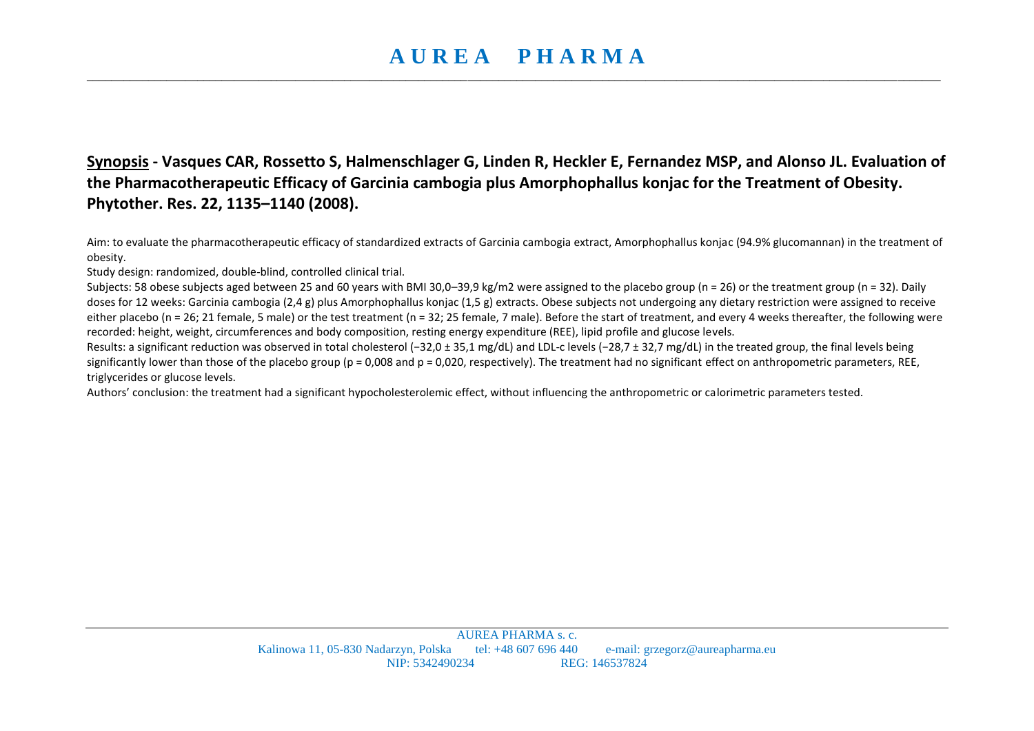**<u>Synopsis</u> - Vasques CAR, Rossetto S, Halmenschlager G, Linden R, Heckler E, Fernandez MSP, and Alonso JL. Evaluation of the Pharmacotherapeutic Efficacy of Garcinia cambogia plus Amorphophallus konjac for the Treatment of Obesity. Phytother. Res. 22, 1135–1140 (2008).**

Aim: to evaluate the pharmacotherapeutic efficacy of standardized extracts of Garcinia cambogia extract, Amorphophallus konjac (94.9% glucomannan) in the treatment of obesity.

Study design: randomized, double-blind, controlled clinical trial.

Subjects: 58 obese subjects aged between 25 and 60 years with BMI 30,0–39,9 kg/m2 were assigned to the placebo group (n = 26) or the treatment group (n = 32). Daily doses for 12 weeks: Garcinia cambogia (2,4 g) plus Amorphophallus konjac (1,5 g) extracts. Obese subjects not undergoing any dietary restriction were assigned to receive either placebo (n = 26; 21 female, 5 male) or the test treatment (n = 32; 25 female, 7 male). Before the start of treatment, and every 4 weeks thereafter, the following were recorded: height, weight, circumferences and body composition, resting energy expenditure (REE), lipid profile and glucose levels.

Results: a significant reduction was observed in total cholesterol (−32,0 ± 35,1 mg/dL) and LDL-c levels (−28,7 ± 32,7 mg/dL) in the treated group, the final levels being significantly lower than those of the placebo group (p = 0,008 and p = 0,020, respectively). The treatment had no significant effect on anthropometric parameters, REE, triglycerides or glucose levels.

Authors' conclusion: the treatment had a significant hypocholesterolemic effect, without influencing the anthropometric or calorimetric parameters tested.